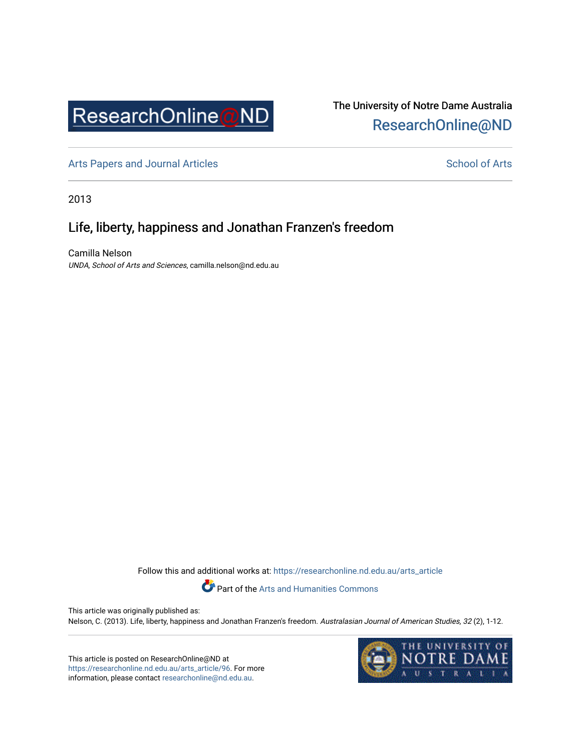ResearchOnline@ND

The University of Notre Dame Australia
ResearchOnline@ND

Arts Papers and Journal Articles

School of Arts

2013

# Life, liberty, happiness and Jonathan Franzen's freedom

Camilla Nelson
*UNDA, School of Arts and Sciences*, camilla.nelson@nd.edu.au

Follow this and additional works at: https://researchonline.nd.edu.au/arts_article

Part of the Arts and Humanities Commons

This article was originally published as:
Nelson, C. (2013). Life, liberty, happiness and Jonathan Franzen's freedom. *Australasian Journal of American Studies, 32* (2), 1-12.

This article is posted on ResearchOnline@ND at https://researchonline.nd.edu.au/arts_article/96. For more information, please contact researchonline@nd.edu.au.

THE UNIVERSITY OF NOTRE DAME AUSTRALIA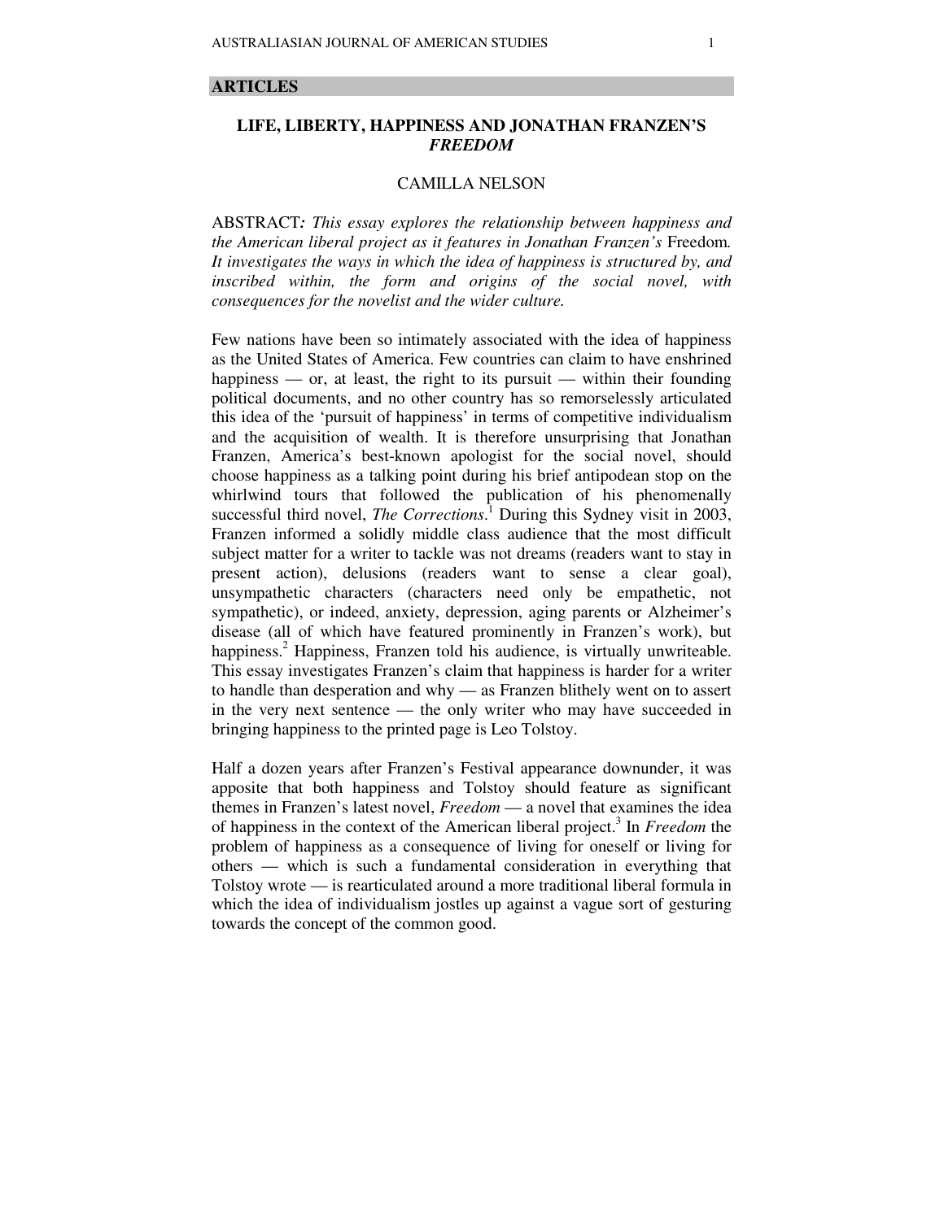## ARTICLES

# LIFE, LIBERTY, HAPPINESS AND JONATHAN FRANZEN'S *FREEDOM*

CAMILLA NELSON

ABSTRACT*: This essay explores the relationship between happiness and the American liberal project as it features in Jonathan Franzen's* Freedom*. It investigates the ways in which the idea of happiness is structured by, and inscribed within, the form and origins of the social novel, with consequences for the novelist and the wider culture.*

Few nations have been so intimately associated with the idea of happiness as the United States of America. Few countries can claim to have enshrined happiness — or, at least, the right to its pursuit — within their founding political documents, and no other country has so remorselessly articulated this idea of the 'pursuit of happiness' in terms of competitive individualism and the acquisition of wealth. It is therefore unsurprising that Jonathan Franzen, America's best-known apologist for the social novel, should choose happiness as a talking point during his brief antipodean stop on the whirlwind tours that followed the publication of his phenomenally successful third novel, *The Corrections*.[1] During this Sydney visit in 2003, Franzen informed a solidly middle class audience that the most difficult subject matter for a writer to tackle was not dreams (readers want to stay in present action), delusions (readers want to sense a clear goal), unsympathetic characters (characters need only be empathetic, not sympathetic), or indeed, anxiety, depression, aging parents or Alzheimer's disease (all of which have featured prominently in Franzen's work), but happiness.[2] Happiness, Franzen told his audience, is virtually unwriteable. This essay investigates Franzen's claim that happiness is harder for a writer to handle than desperation and why — as Franzen blithely went on to assert in the very next sentence — the only writer who may have succeeded in bringing happiness to the printed page is Leo Tolstoy.

Half a dozen years after Franzen's Festival appearance downunder, it was apposite that both happiness and Tolstoy should feature as significant themes in Franzen's latest novel, *Freedom* — a novel that examines the idea of happiness in the context of the American liberal project.[3] In *Freedom* the problem of happiness as a consequence of living for oneself or living for others — which is such a fundamental consideration in everything that Tolstoy wrote — is rearticulated around a more traditional liberal formula in which the idea of individualism jostles up against a vague sort of gesturing towards the concept of the common good.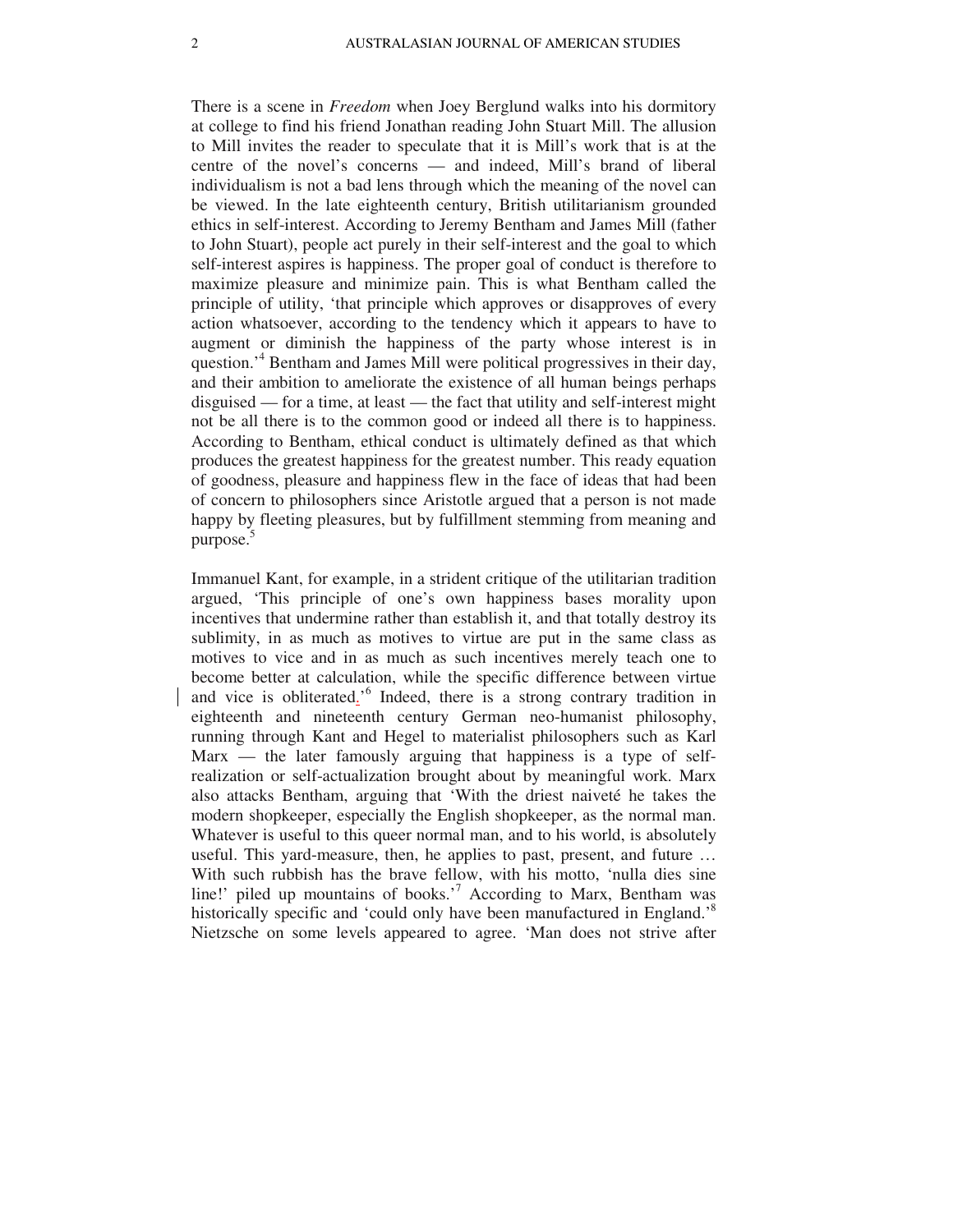There is a scene in *Freedom* when Joey Berglund walks into his dormitory at college to find his friend Jonathan reading John Stuart Mill. The allusion to Mill invites the reader to speculate that it is Mill's work that is at the centre of the novel's concerns — and indeed, Mill's brand of liberal individualism is not a bad lens through which the meaning of the novel can be viewed. In the late eighteenth century, British utilitarianism grounded ethics in self-interest. According to Jeremy Bentham and James Mill (father to John Stuart), people act purely in their self-interest and the goal to which self-interest aspires is happiness. The proper goal of conduct is therefore to maximize pleasure and minimize pain. This is what Bentham called the principle of utility, 'that principle which approves or disapproves of every action whatsoever, according to the tendency which it appears to have to augment or diminish the happiness of the party whose interest is in question.'[4] Bentham and James Mill were political progressives in their day, and their ambition to ameliorate the existence of all human beings perhaps disguised — for a time, at least — the fact that utility and self-interest might not be all there is to the common good or indeed all there is to happiness. According to Bentham, ethical conduct is ultimately defined as that which produces the greatest happiness for the greatest number. This ready equation of goodness, pleasure and happiness flew in the face of ideas that had been of concern to philosophers since Aristotle argued that a person is not made happy by fleeting pleasures, but by fulfillment stemming from meaning and purpose.[5]

Immanuel Kant, for example, in a strident critique of the utilitarian tradition argued, 'This principle of one's own happiness bases morality upon incentives that undermine rather than establish it, and that totally destroy its sublimity, in as much as motives to virtue are put in the same class as motives to vice and in as much as such incentives merely teach one to become better at calculation, while the specific difference between virtue and vice is obliterated.'[6] Indeed, there is a strong contrary tradition in eighteenth and nineteenth century German neo-humanist philosophy, running through Kant and Hegel to materialist philosophers such as Karl Marx — the later famously arguing that happiness is a type of self-realization or self-actualization brought about by meaningful work. Marx also attacks Bentham, arguing that 'With the driest naiveté he takes the modern shopkeeper, especially the English shopkeeper, as the normal man. Whatever is useful to this queer normal man, and to his world, is absolutely useful. This yard-measure, then, he applies to past, present, and future … With such rubbish has the brave fellow, with his motto, 'nulla dies sine line!' piled up mountains of books.'[7] According to Marx, Bentham was historically specific and 'could only have been manufactured in England.'[8] Nietzsche on some levels appeared to agree. 'Man does not strive after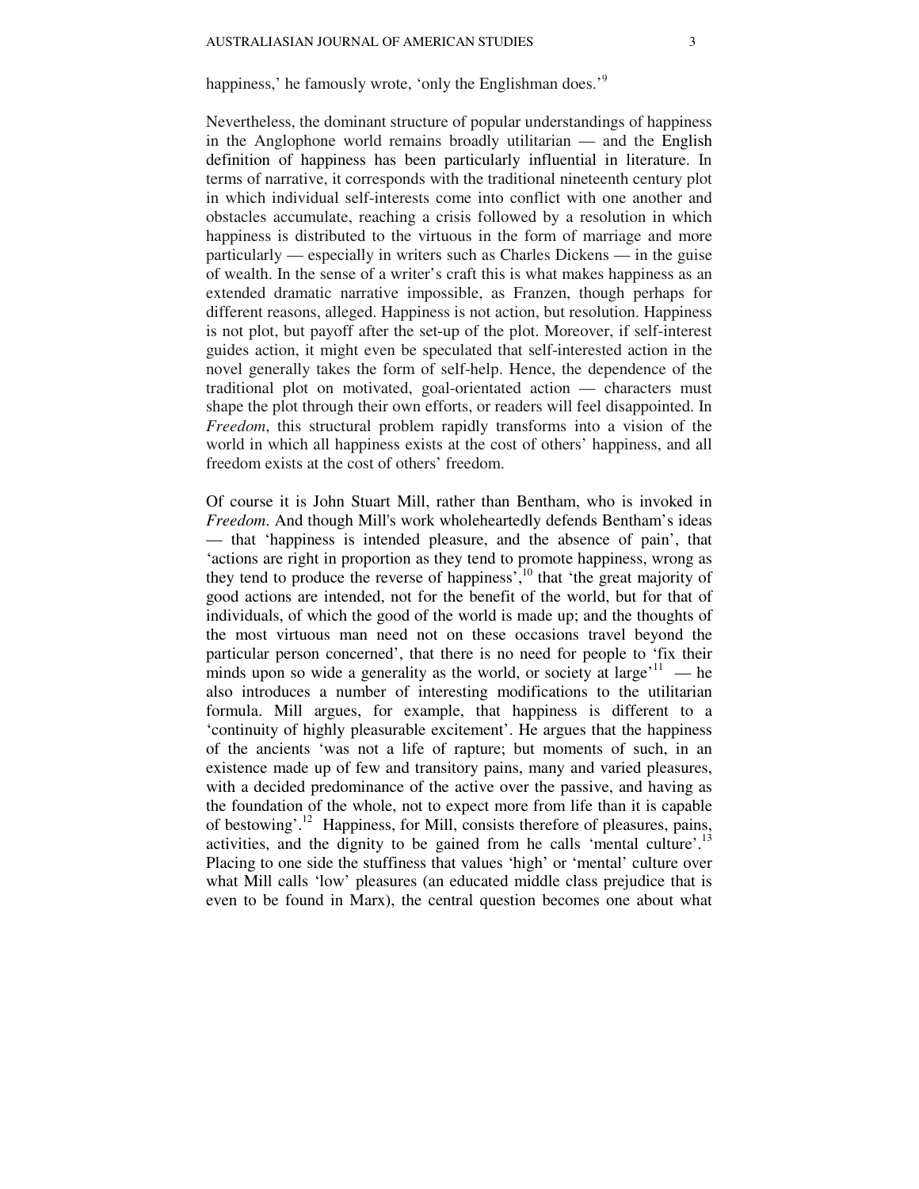happiness,' he famously wrote, 'only the Englishman does.'[9]

Nevertheless, the dominant structure of popular understandings of happiness in the Anglophone world remains broadly utilitarian — and the English definition of happiness has been particularly influential in literature. In terms of narrative, it corresponds with the traditional nineteenth century plot in which individual self-interests come into conflict with one another and obstacles accumulate, reaching a crisis followed by a resolution in which happiness is distributed to the virtuous in the form of marriage and more particularly — especially in writers such as Charles Dickens — in the guise of wealth. In the sense of a writer's craft this is what makes happiness as an extended dramatic narrative impossible, as Franzen, though perhaps for different reasons, alleged. Happiness is not action, but resolution. Happiness is not plot, but payoff after the set-up of the plot. Moreover, if self-interest guides action, it might even be speculated that self-interested action in the novel generally takes the form of self-help. Hence, the dependence of the traditional plot on motivated, goal-orientated action — characters must shape the plot through their own efforts, or readers will feel disappointed. In *Freedom*, this structural problem rapidly transforms into a vision of the world in which all happiness exists at the cost of others' happiness, and all freedom exists at the cost of others' freedom.

Of course it is John Stuart Mill, rather than Bentham, who is invoked in *Freedom*. And though Mill's work wholeheartedly defends Bentham's ideas — that 'happiness is intended pleasure, and the absence of pain', that 'actions are right in proportion as they tend to promote happiness, wrong as they tend to produce the reverse of happiness',[10] that 'the great majority of good actions are intended, not for the benefit of the world, but for that of individuals, of which the good of the world is made up; and the thoughts of the most virtuous man need not on these occasions travel beyond the particular person concerned', that there is no need for people to 'fix their minds upon so wide a generality as the world, or society at large'[11] — he also introduces a number of interesting modifications to the utilitarian formula. Mill argues, for example, that happiness is different to a 'continuity of highly pleasurable excitement'. He argues that the happiness of the ancients 'was not a life of rapture; but moments of such, in an existence made up of few and transitory pains, many and varied pleasures, with a decided predominance of the active over the passive, and having as the foundation of the whole, not to expect more from life than it is capable of bestowing'.[12] Happiness, for Mill, consists therefore of pleasures, pains, activities, and the dignity to be gained from he calls 'mental culture'.[13] Placing to one side the stuffiness that values 'high' or 'mental' culture over what Mill calls 'low' pleasures (an educated middle class prejudice that is even to be found in Marx), the central question becomes one about what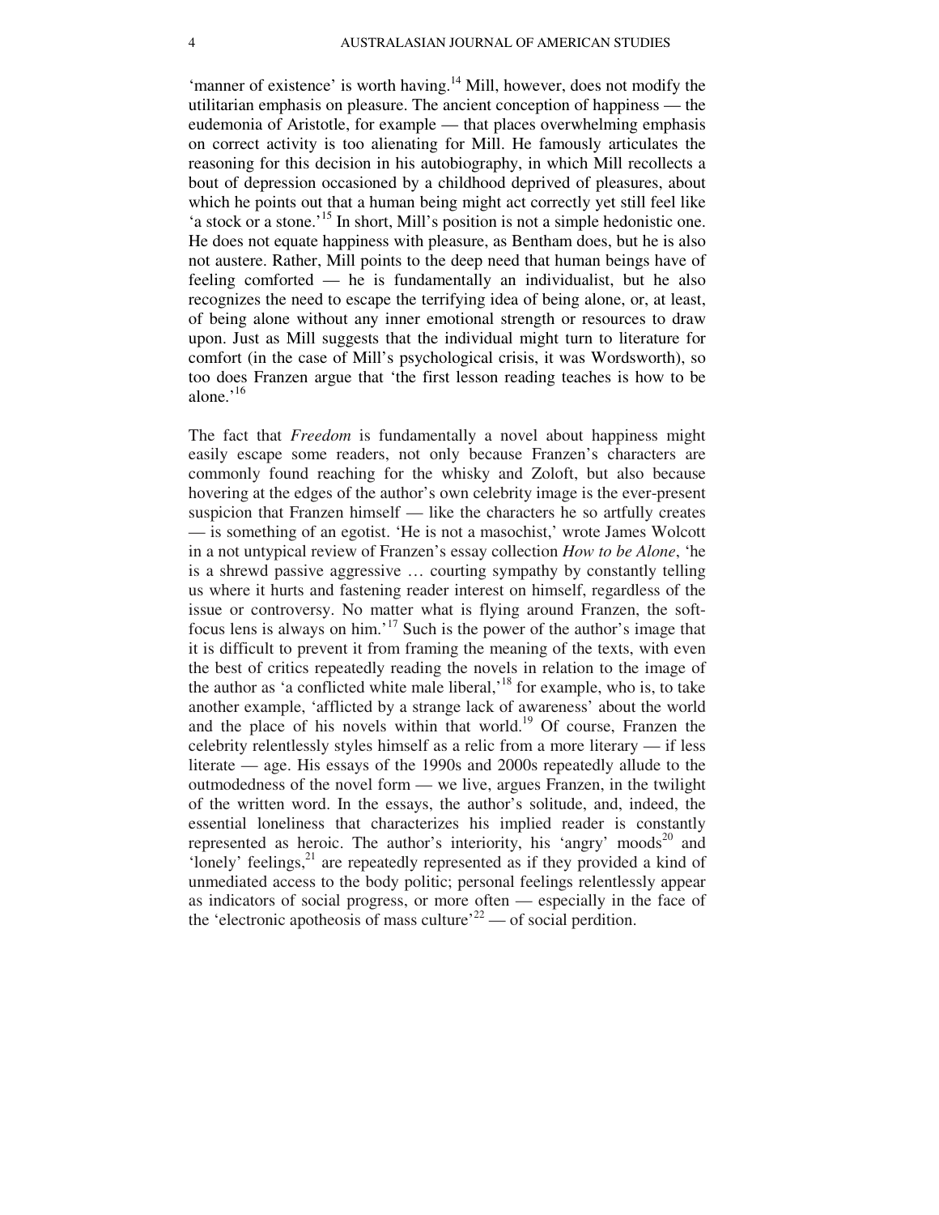'manner of existence' is worth having.[14] Mill, however, does not modify the utilitarian emphasis on pleasure. The ancient conception of happiness — the eudemonia of Aristotle, for example — that places overwhelming emphasis on correct activity is too alienating for Mill. He famously articulates the reasoning for this decision in his autobiography, in which Mill recollects a bout of depression occasioned by a childhood deprived of pleasures, about which he points out that a human being might act correctly yet still feel like 'a stock or a stone.'[15] In short, Mill's position is not a simple hedonistic one. He does not equate happiness with pleasure, as Bentham does, but he is also not austere. Rather, Mill points to the deep need that human beings have of feeling comforted — he is fundamentally an individualist, but he also recognizes the need to escape the terrifying idea of being alone, or, at least, of being alone without any inner emotional strength or resources to draw upon. Just as Mill suggests that the individual might turn to literature for comfort (in the case of Mill's psychological crisis, it was Wordsworth), so too does Franzen argue that 'the first lesson reading teaches is how to be alone.'[16]

The fact that *Freedom* is fundamentally a novel about happiness might easily escape some readers, not only because Franzen's characters are commonly found reaching for the whisky and Zoloft, but also because hovering at the edges of the author's own celebrity image is the ever-present suspicion that Franzen himself — like the characters he so artfully creates — is something of an egotist. 'He is not a masochist,' wrote James Wolcott in a not untypical review of Franzen's essay collection *How to be Alone*, 'he is a shrewd passive aggressive … courting sympathy by constantly telling us where it hurts and fastening reader interest on himself, regardless of the issue or controversy. No matter what is flying around Franzen, the soft-focus lens is always on him.'[17] Such is the power of the author's image that it is difficult to prevent it from framing the meaning of the texts, with even the best of critics repeatedly reading the novels in relation to the image of the author as 'a conflicted white male liberal,'[18] for example, who is, to take another example, 'afflicted by a strange lack of awareness' about the world and the place of his novels within that world.[19] Of course, Franzen the celebrity relentlessly styles himself as a relic from a more literary — if less literate — age. His essays of the 1990s and 2000s repeatedly allude to the outmodedness of the novel form — we live, argues Franzen, in the twilight of the written word. In the essays, the author's solitude, and, indeed, the essential loneliness that characterizes his implied reader is constantly represented as heroic. The author's interiority, his 'angry' moods[20] and 'lonely' feelings,[21] are repeatedly represented as if they provided a kind of unmediated access to the body politic; personal feelings relentlessly appear as indicators of social progress, or more often — especially in the face of the 'electronic apotheosis of mass culture'[22] — of social perdition.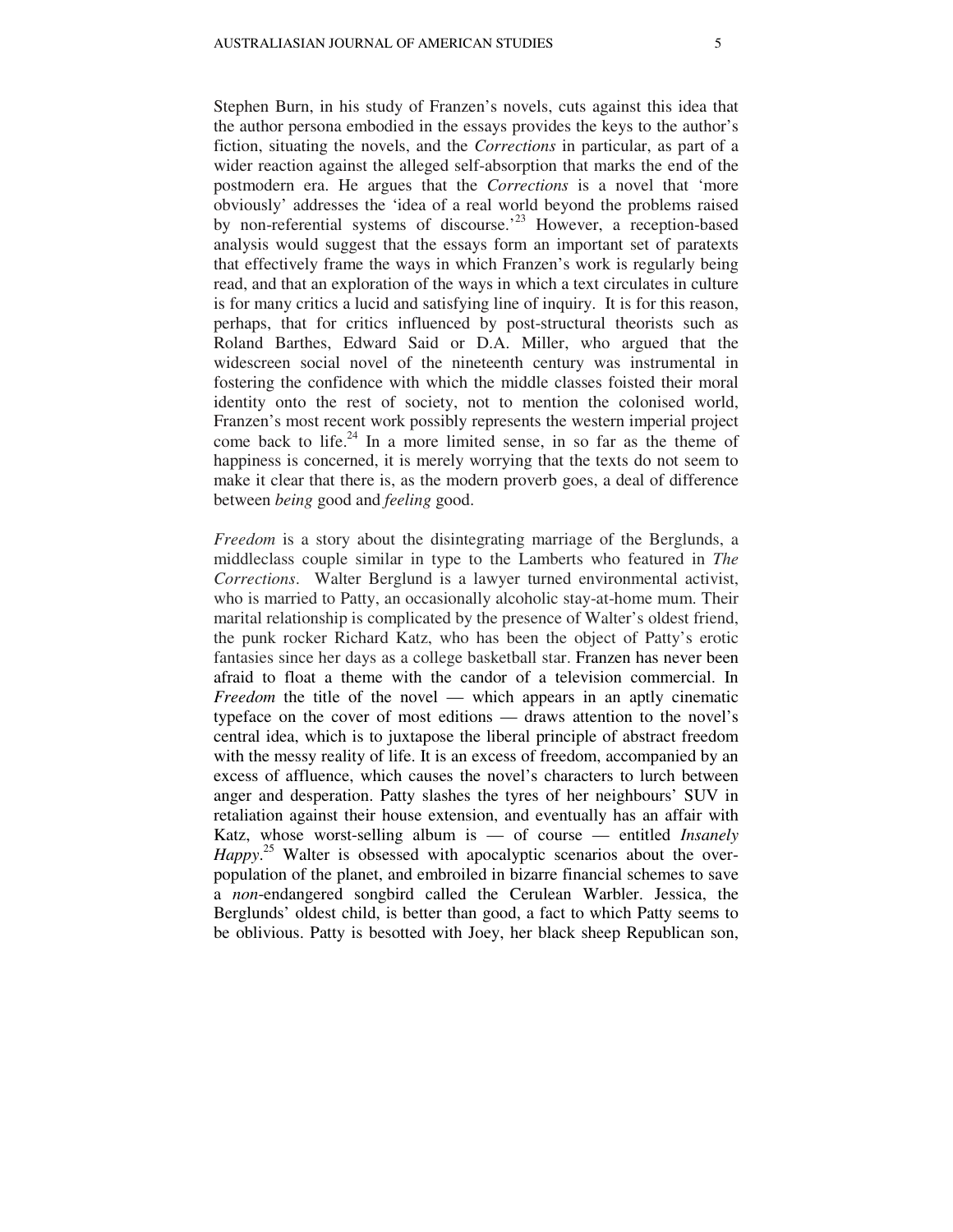Stephen Burn, in his study of Franzen's novels, cuts against this idea that the author persona embodied in the essays provides the keys to the author's fiction, situating the novels, and the *Corrections* in particular, as part of a wider reaction against the alleged self-absorption that marks the end of the postmodern era. He argues that the *Corrections* is a novel that 'more obviously' addresses the 'idea of a real world beyond the problems raised by non-referential systems of discourse.'[23] However, a reception-based analysis would suggest that the essays form an important set of paratexts that effectively frame the ways in which Franzen's work is regularly being read, and that an exploration of the ways in which a text circulates in culture is for many critics a lucid and satisfying line of inquiry. It is for this reason, perhaps, that for critics influenced by post-structural theorists such as Roland Barthes, Edward Said or D.A. Miller, who argued that the widescreen social novel of the nineteenth century was instrumental in fostering the confidence with which the middle classes foisted their moral identity onto the rest of society, not to mention the colonised world, Franzen's most recent work possibly represents the western imperial project come back to life.[24] In a more limited sense, in so far as the theme of happiness is concerned, it is merely worrying that the texts do not seem to make it clear that there is, as the modern proverb goes, a deal of difference between *being* good and *feeling* good.

*Freedom* is a story about the disintegrating marriage of the Berglunds, a middleclass couple similar in type to the Lamberts who featured in *The Corrections*. Walter Berglund is a lawyer turned environmental activist, who is married to Patty, an occasionally alcoholic stay-at-home mum. Their marital relationship is complicated by the presence of Walter's oldest friend, the punk rocker Richard Katz, who has been the object of Patty's erotic fantasies since her days as a college basketball star. Franzen has never been afraid to float a theme with the candor of a television commercial. In *Freedom* the title of the novel — which appears in an aptly cinematic typeface on the cover of most editions — draws attention to the novel's central idea, which is to juxtapose the liberal principle of abstract freedom with the messy reality of life. It is an excess of freedom, accompanied by an excess of affluence, which causes the novel's characters to lurch between anger and desperation. Patty slashes the tyres of her neighbours' SUV in retaliation against their house extension, and eventually has an affair with Katz, whose worst-selling album is — of course — entitled *Insanely Happy*.[25] Walter is obsessed with apocalyptic scenarios about the over-population of the planet, and embroiled in bizarre financial schemes to save a *non*-endangered songbird called the Cerulean Warbler. Jessica, the Berglunds' oldest child, is better than good, a fact to which Patty seems to be oblivious. Patty is besotted with Joey, her black sheep Republican son,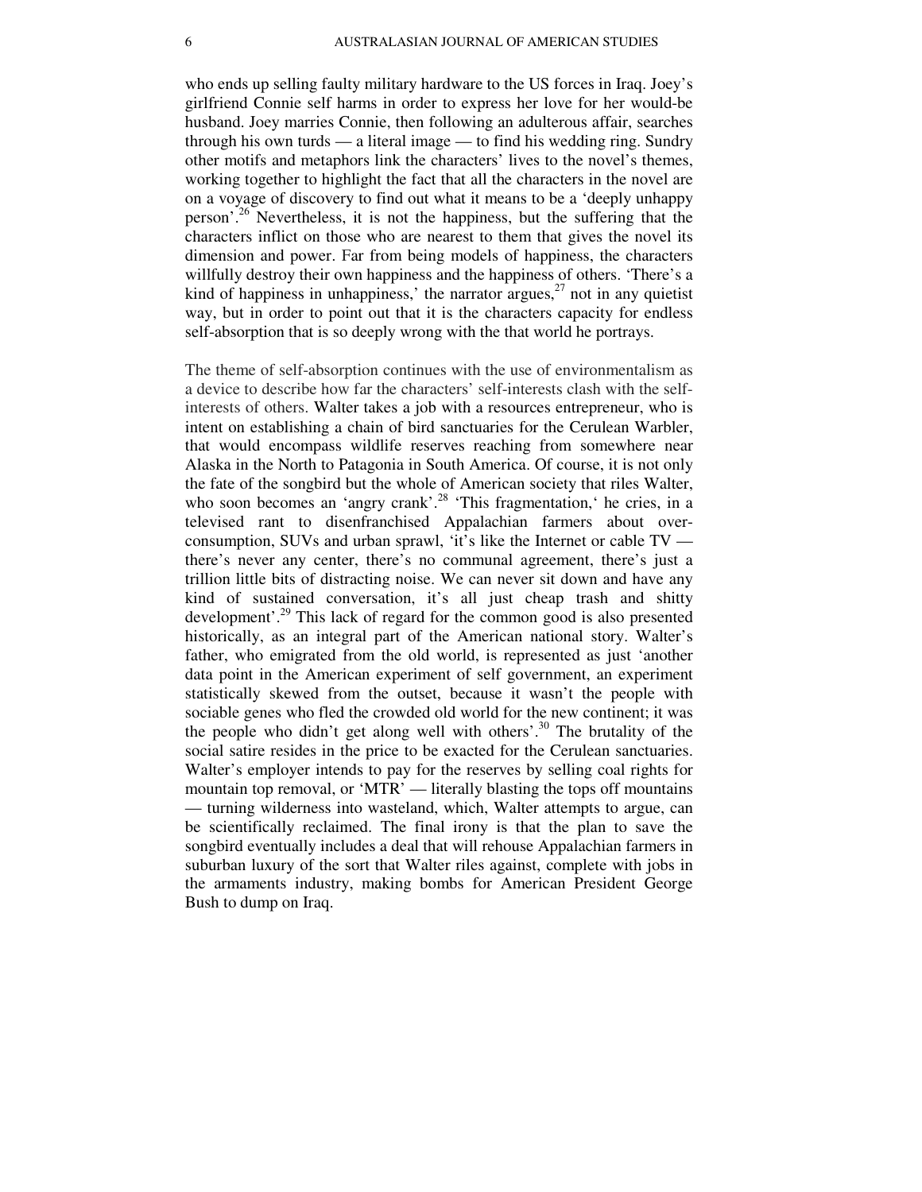who ends up selling faulty military hardware to the US forces in Iraq. Joey's girlfriend Connie self harms in order to express her love for her would-be husband. Joey marries Connie, then following an adulterous affair, searches through his own turds — a literal image — to find his wedding ring. Sundry other motifs and metaphors link the characters' lives to the novel's themes, working together to highlight the fact that all the characters in the novel are on a voyage of discovery to find out what it means to be a 'deeply unhappy person'.[26] Nevertheless, it is not the happiness, but the suffering that the characters inflict on those who are nearest to them that gives the novel its dimension and power. Far from being models of happiness, the characters willfully destroy their own happiness and the happiness of others. 'There's a kind of happiness in unhappiness,' the narrator argues,[27] not in any quietist way, but in order to point out that it is the characters capacity for endless self-absorption that is so deeply wrong with the that world he portrays.

The theme of self-absorption continues with the use of environmentalism as a device to describe how far the characters' self-interests clash with the self-interests of others. Walter takes a job with a resources entrepreneur, who is intent on establishing a chain of bird sanctuaries for the Cerulean Warbler, that would encompass wildlife reserves reaching from somewhere near Alaska in the North to Patagonia in South America. Of course, it is not only the fate of the songbird but the whole of American society that riles Walter, who soon becomes an 'angry crank'.[28] 'This fragmentation,' he cries, in a televised rant to disenfranchised Appalachian farmers about over-consumption, SUVs and urban sprawl, 'it's like the Internet or cable TV — there's never any center, there's no communal agreement, there's just a trillion little bits of distracting noise. We can never sit down and have any kind of sustained conversation, it's all just cheap trash and shitty development'.[29] This lack of regard for the common good is also presented historically, as an integral part of the American national story. Walter's father, who emigrated from the old world, is represented as just 'another data point in the American experiment of self government, an experiment statistically skewed from the outset, because it wasn't the people with sociable genes who fled the crowded old world for the new continent; it was the people who didn't get along well with others'.[30] The brutality of the social satire resides in the price to be exacted for the Cerulean sanctuaries. Walter's employer intends to pay for the reserves by selling coal rights for mountain top removal, or 'MTR' — literally blasting the tops off mountains — turning wilderness into wasteland, which, Walter attempts to argue, can be scientifically reclaimed. The final irony is that the plan to save the songbird eventually includes a deal that will rehouse Appalachian farmers in suburban luxury of the sort that Walter riles against, complete with jobs in the armaments industry, making bombs for American President George Bush to dump on Iraq.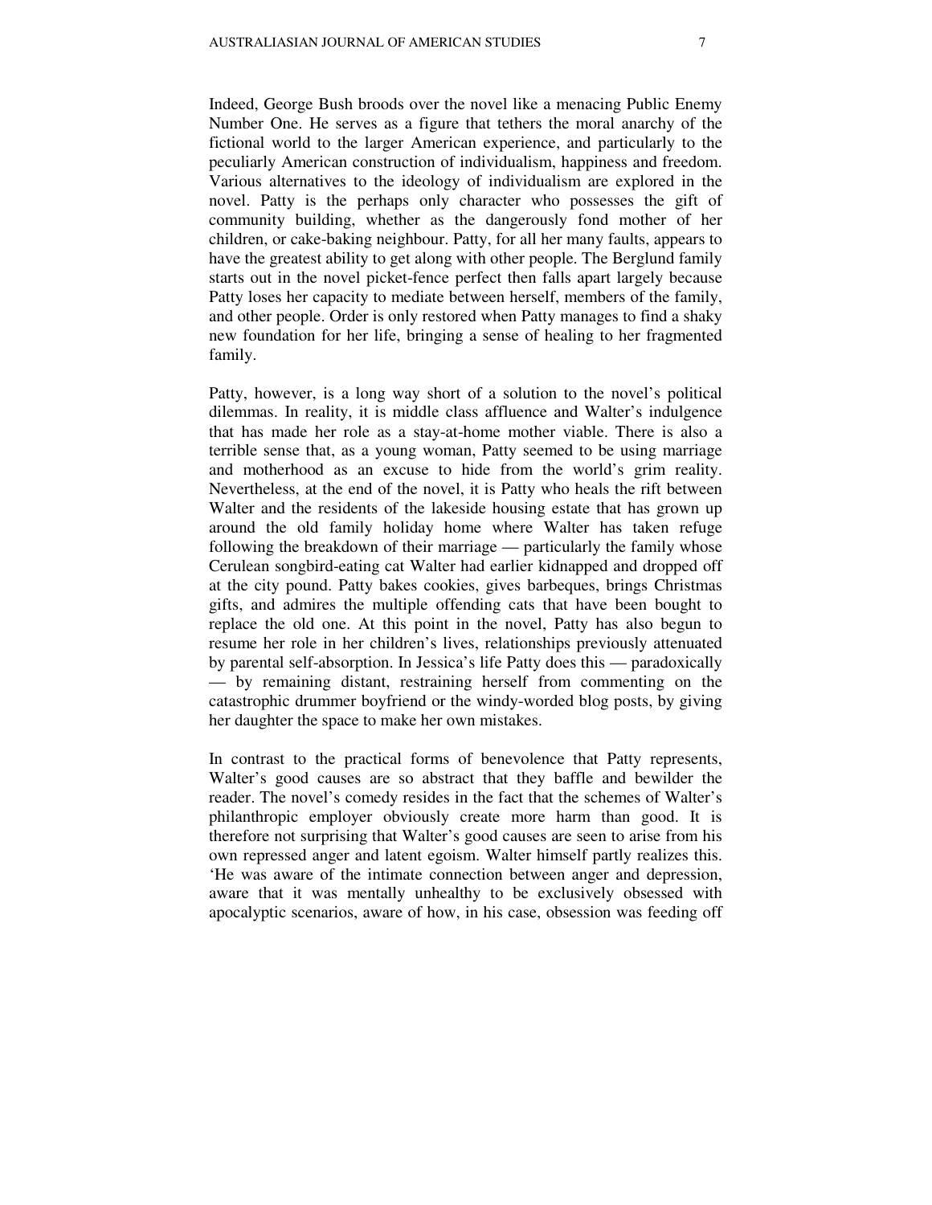Indeed, George Bush broods over the novel like a menacing Public Enemy Number One. He serves as a figure that tethers the moral anarchy of the fictional world to the larger American experience, and particularly to the peculiarly American construction of individualism, happiness and freedom. Various alternatives to the ideology of individualism are explored in the novel. Patty is the perhaps only character who possesses the gift of community building, whether as the dangerously fond mother of her children, or cake-baking neighbour. Patty, for all her many faults, appears to have the greatest ability to get along with other people. The Berglund family starts out in the novel picket-fence perfect then falls apart largely because Patty loses her capacity to mediate between herself, members of the family, and other people. Order is only restored when Patty manages to find a shaky new foundation for her life, bringing a sense of healing to her fragmented family.

Patty, however, is a long way short of a solution to the novel's political dilemmas. In reality, it is middle class affluence and Walter's indulgence that has made her role as a stay-at-home mother viable. There is also a terrible sense that, as a young woman, Patty seemed to be using marriage and motherhood as an excuse to hide from the world's grim reality. Nevertheless, at the end of the novel, it is Patty who heals the rift between Walter and the residents of the lakeside housing estate that has grown up around the old family holiday home where Walter has taken refuge following the breakdown of their marriage — particularly the family whose Cerulean songbird-eating cat Walter had earlier kidnapped and dropped off at the city pound. Patty bakes cookies, gives barbeques, brings Christmas gifts, and admires the multiple offending cats that have been bought to replace the old one. At this point in the novel, Patty has also begun to resume her role in her children's lives, relationships previously attenuated by parental self-absorption. In Jessica's life Patty does this — paradoxically — by remaining distant, restraining herself from commenting on the catastrophic drummer boyfriend or the windy-worded blog posts, by giving her daughter the space to make her own mistakes.

In contrast to the practical forms of benevolence that Patty represents, Walter's good causes are so abstract that they baffle and bewilder the reader. The novel's comedy resides in the fact that the schemes of Walter's philanthropic employer obviously create more harm than good. It is therefore not surprising that Walter's good causes are seen to arise from his own repressed anger and latent egoism. Walter himself partly realizes this. 'He was aware of the intimate connection between anger and depression, aware that it was mentally unhealthy to be exclusively obsessed with apocalyptic scenarios, aware of how, in his case, obsession was feeding off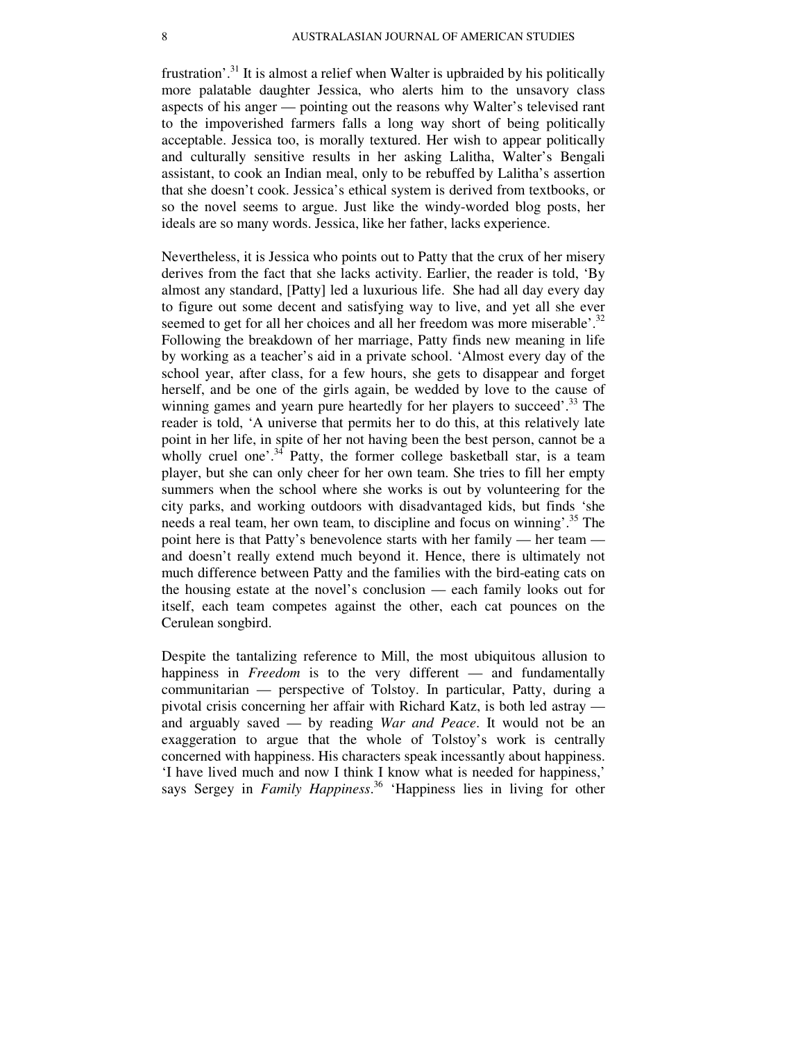frustration'.[31] It is almost a relief when Walter is upbraided by his politically more palatable daughter Jessica, who alerts him to the unsavory class aspects of his anger — pointing out the reasons why Walter's televised rant to the impoverished farmers falls a long way short of being politically acceptable. Jessica too, is morally textured. Her wish to appear politically and culturally sensitive results in her asking Lalitha, Walter's Bengali assistant, to cook an Indian meal, only to be rebuffed by Lalitha's assertion that she doesn't cook. Jessica's ethical system is derived from textbooks, or so the novel seems to argue. Just like the windy-worded blog posts, her ideals are so many words. Jessica, like her father, lacks experience.

Nevertheless, it is Jessica who points out to Patty that the crux of her misery derives from the fact that she lacks activity. Earlier, the reader is told, 'By almost any standard, [Patty] led a luxurious life. She had all day every day to figure out some decent and satisfying way to live, and yet all she ever seemed to get for all her choices and all her freedom was more miserable'.[32] Following the breakdown of her marriage, Patty finds new meaning in life by working as a teacher's aid in a private school. 'Almost every day of the school year, after class, for a few hours, she gets to disappear and forget herself, and be one of the girls again, be wedded by love to the cause of winning games and yearn pure heartedly for her players to succeed'.[33] The reader is told, 'A universe that permits her to do this, at this relatively late point in her life, in spite of her not having been the best person, cannot be a wholly cruel one'.[34] Patty, the former college basketball star, is a team player, but she can only cheer for her own team. She tries to fill her empty summers when the school where she works is out by volunteering for the city parks, and working outdoors with disadvantaged kids, but finds 'she needs a real team, her own team, to discipline and focus on winning'.[35] The point here is that Patty's benevolence starts with her family — her team — and doesn't really extend much beyond it. Hence, there is ultimately not much difference between Patty and the families with the bird-eating cats on the housing estate at the novel's conclusion — each family looks out for itself, each team competes against the other, each cat pounces on the Cerulean songbird.

Despite the tantalizing reference to Mill, the most ubiquitous allusion to happiness in *Freedom* is to the very different — and fundamentally communitarian — perspective of Tolstoy. In particular, Patty, during a pivotal crisis concerning her affair with Richard Katz, is both led astray — and arguably saved — by reading *War and Peace*. It would not be an exaggeration to argue that the whole of Tolstoy's work is centrally concerned with happiness. His characters speak incessantly about happiness. 'I have lived much and now I think I know what is needed for happiness,' says Sergey in *Family Happiness*.[36] 'Happiness lies in living for other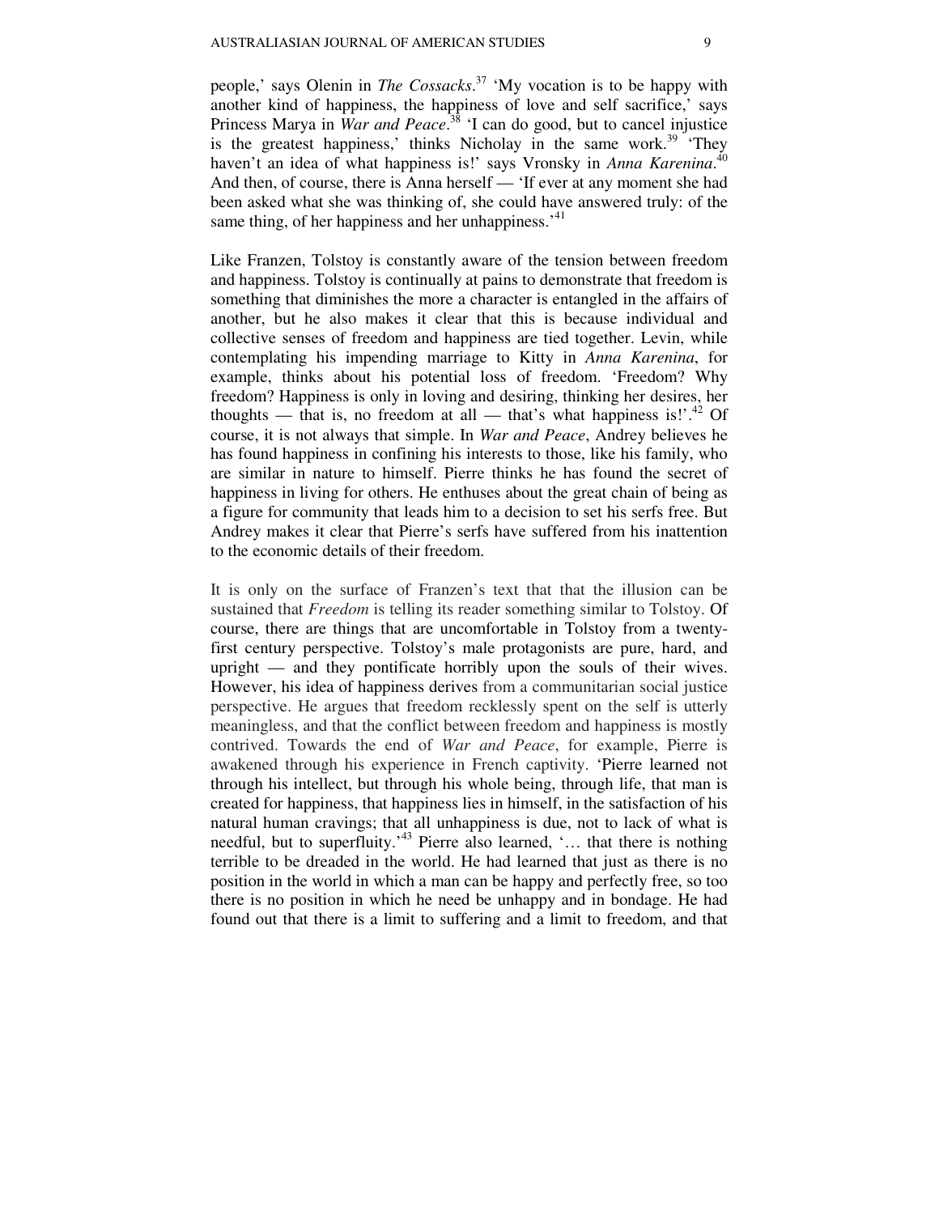people,' says Olenin in *The Cossacks*.[37] 'My vocation is to be happy with another kind of happiness, the happiness of love and self sacrifice,' says Princess Marya in *War and Peace*.[38] 'I can do good, but to cancel injustice is the greatest happiness,' thinks Nicholay in the same work.[39] 'They haven't an idea of what happiness is!' says Vronsky in *Anna Karenina*.[40] And then, of course, there is Anna herself — 'If ever at any moment she had been asked what she was thinking of, she could have answered truly: of the same thing, of her happiness and her unhappiness.'[41]

Like Franzen, Tolstoy is constantly aware of the tension between freedom and happiness. Tolstoy is continually at pains to demonstrate that freedom is something that diminishes the more a character is entangled in the affairs of another, but he also makes it clear that this is because individual and collective senses of freedom and happiness are tied together. Levin, while contemplating his impending marriage to Kitty in *Anna Karenina*, for example, thinks about his potential loss of freedom. 'Freedom? Why freedom? Happiness is only in loving and desiring, thinking her desires, her thoughts — that is, no freedom at all — that's what happiness is!'.[42] Of course, it is not always that simple. In *War and Peace*, Andrey believes he has found happiness in confining his interests to those, like his family, who are similar in nature to himself. Pierre thinks he has found the secret of happiness in living for others. He enthuses about the great chain of being as a figure for community that leads him to a decision to set his serfs free. But Andrey makes it clear that Pierre's serfs have suffered from his inattention to the economic details of their freedom.

It is only on the surface of Franzen's text that that the illusion can be sustained that *Freedom* is telling its reader something similar to Tolstoy. Of course, there are things that are uncomfortable in Tolstoy from a twenty-first century perspective. Tolstoy's male protagonists are pure, hard, and upright — and they pontificate horribly upon the souls of their wives. However, his idea of happiness derives from a communitarian social justice perspective. He argues that freedom recklessly spent on the self is utterly meaningless, and that the conflict between freedom and happiness is mostly contrived. Towards the end of *War and Peace*, for example, Pierre is awakened through his experience in French captivity. 'Pierre learned not through his intellect, but through his whole being, through life, that man is created for happiness, that happiness lies in himself, in the satisfaction of his natural human cravings; that all unhappiness is due, not to lack of what is needful, but to superfluity.'[43] Pierre also learned, '… that there is nothing terrible to be dreaded in the world. He had learned that just as there is no position in the world in which a man can be happy and perfectly free, so too there is no position in which he need be unhappy and in bondage. He had found out that there is a limit to suffering and a limit to freedom, and that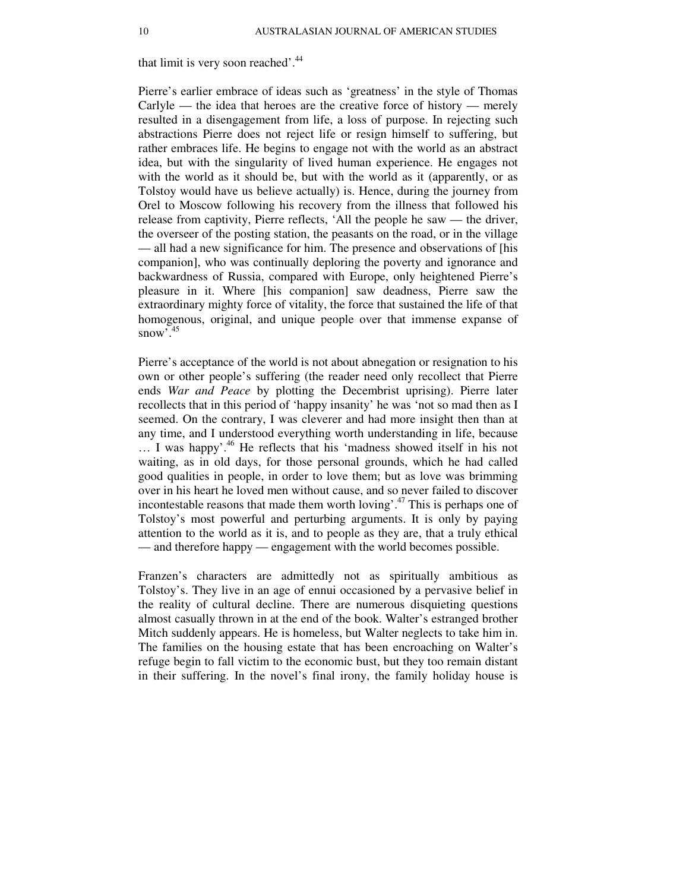that limit is very soon reached'.[44]

Pierre's earlier embrace of ideas such as 'greatness' in the style of Thomas Carlyle — the idea that heroes are the creative force of history — merely resulted in a disengagement from life, a loss of purpose. In rejecting such abstractions Pierre does not reject life or resign himself to suffering, but rather embraces life. He begins to engage not with the world as an abstract idea, but with the singularity of lived human experience. He engages not with the world as it should be, but with the world as it (apparently, or as Tolstoy would have us believe actually) is. Hence, during the journey from Orel to Moscow following his recovery from the illness that followed his release from captivity, Pierre reflects, 'All the people he saw — the driver, the overseer of the posting station, the peasants on the road, or in the village — all had a new significance for him. The presence and observations of [his companion], who was continually deploring the poverty and ignorance and backwardness of Russia, compared with Europe, only heightened Pierre's pleasure in it. Where [his companion] saw deadness, Pierre saw the extraordinary mighty force of vitality, the force that sustained the life of that homogenous, original, and unique people over that immense expanse of snow'.[45]

Pierre's acceptance of the world is not about abnegation or resignation to his own or other people's suffering (the reader need only recollect that Pierre ends *War and Peace* by plotting the Decembrist uprising). Pierre later recollects that in this period of 'happy insanity' he was 'not so mad then as I seemed. On the contrary, I was cleverer and had more insight then than at any time, and I understood everything worth understanding in life, because … I was happy'.[46] He reflects that his 'madness showed itself in his not waiting, as in old days, for those personal grounds, which he had called good qualities in people, in order to love them; but as love was brimming over in his heart he loved men without cause, and so never failed to discover incontestable reasons that made them worth loving'.[47] This is perhaps one of Tolstoy's most powerful and perturbing arguments. It is only by paying attention to the world as it is, and to people as they are, that a truly ethical — and therefore happy — engagement with the world becomes possible.

Franzen's characters are admittedly not as spiritually ambitious as Tolstoy's. They live in an age of ennui occasioned by a pervasive belief in the reality of cultural decline. There are numerous disquieting questions almost casually thrown in at the end of the book. Walter's estranged brother Mitch suddenly appears. He is homeless, but Walter neglects to take him in. The families on the housing estate that has been encroaching on Walter's refuge begin to fall victim to the economic bust, but they too remain distant in their suffering. In the novel's final irony, the family holiday house is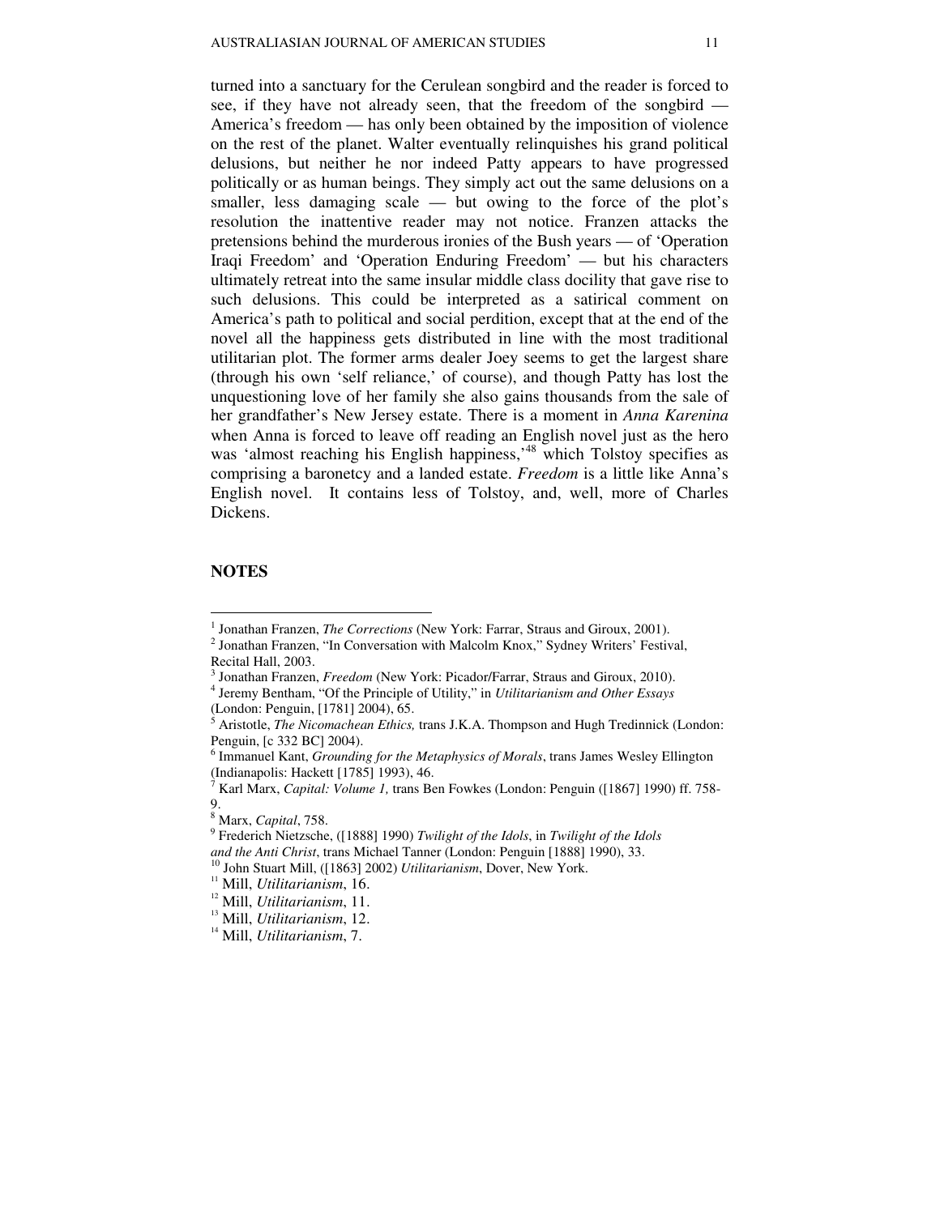turned into a sanctuary for the Cerulean songbird and the reader is forced to see, if they have not already seen, that the freedom of the songbird — America's freedom — has only been obtained by the imposition of violence on the rest of the planet. Walter eventually relinquishes his grand political delusions, but neither he nor indeed Patty appears to have progressed politically or as human beings. They simply act out the same delusions on a smaller, less damaging scale — but owing to the force of the plot's resolution the inattentive reader may not notice. Franzen attacks the pretensions behind the murderous ironies of the Bush years — of 'Operation Iraqi Freedom' and 'Operation Enduring Freedom' — but his characters ultimately retreat into the same insular middle class docility that gave rise to such delusions. This could be interpreted as a satirical comment on America's path to political and social perdition, except that at the end of the novel all the happiness gets distributed in line with the most traditional utilitarian plot. The former arms dealer Joey seems to get the largest share (through his own 'self reliance,' of course), and though Patty has lost the unquestioning love of her family she also gains thousands from the sale of her grandfather's New Jersey estate. There is a moment in *Anna Karenina* when Anna is forced to leave off reading an English novel just as the hero was 'almost reaching his English happiness,'[48] which Tolstoy specifies as comprising a baronetcy and a landed estate. *Freedom* is a little like Anna's English novel. It contains less of Tolstoy, and, well, more of Charles Dickens.

## NOTES

[1] Jonathan Franzen, *The Corrections* (New York: Farrar, Straus and Giroux, 2001).

[2] Jonathan Franzen, "In Conversation with Malcolm Knox," Sydney Writers' Festival, Recital Hall, 2003.

[3] Jonathan Franzen, *Freedom* (New York: Picador/Farrar, Straus and Giroux, 2010).

[4] Jeremy Bentham, "Of the Principle of Utility," in *Utilitarianism and Other Essays* (London: Penguin, [1781] 2004), 65.

[5] Aristotle, *The Nicomachean Ethics,* trans J.K.A. Thompson and Hugh Tredinnick (London: Penguin, [c 332 BC] 2004).

[6] Immanuel Kant, *Grounding for the Metaphysics of Morals*, trans James Wesley Ellington (Indianapolis: Hackett [1785] 1993), 46.

[7] Karl Marx, *Capital: Volume 1,* trans Ben Fowkes (London: Penguin ([1867] 1990) ff. 758-9.

[8] Marx, *Capital*, 758.

[9] Frederich Nietzsche, ([1888] 1990) *Twilight of the Idols*, in *Twilight of the Idols and the Anti Christ*, trans Michael Tanner (London: Penguin [1888] 1990), 33.

[10] John Stuart Mill, ([1863] 2002) *Utilitarianism*, Dover, New York.

[11] Mill, *Utilitarianism*, 16.

[12] Mill, *Utilitarianism*, 11.

[13] Mill, *Utilitarianism*, 12.

[14] Mill, *Utilitarianism*, 7.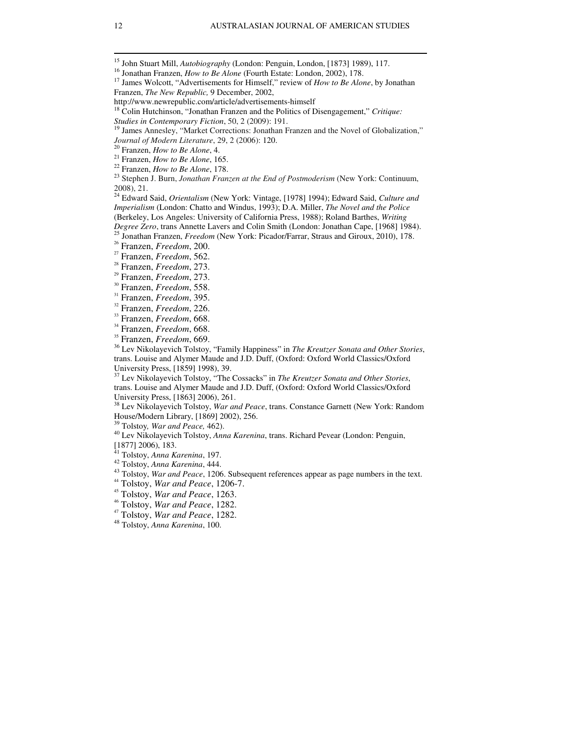[15] John Stuart Mill, *Autobiography* (London: Penguin, London, [1873] 1989), 117.

[16] Jonathan Franzen, *How to Be Alone* (Fourth Estate: London, 2002), 178.

[17] James Wolcott, "Advertisements for Himself," review of *How to Be Alone*, by Jonathan Franzen, *The New Republic,* 9 December, 2002, http://www.newrepublic.com/article/advertisements-himself

[18] Colin Hutchinson, "Jonathan Franzen and the Politics of Disengagement," *Critique: Studies in Contemporary Fiction*, 50, 2 (2009): 191.

[19] James Annesley, "Market Corrections: Jonathan Franzen and the Novel of Globalization," *Journal of Modern Literature*, 29, 2 (2006): 120.

[20] Franzen, *How to Be Alone*, 4.

[21] Franzen, *How to Be Alone*, 165.

[22] Franzen, *How to Be Alone*, 178.

[23] Stephen J. Burn, *Jonathan Franzen at the End of Postmoderism* (New York: Continuum, 2008), 21.

[24] Edward Said, *Orientalism* (New York: Vintage, [1978] 1994); Edward Said, *Culture and Imperialism* (London: Chatto and Windus, 1993); D.A. Miller, *The Novel and the Police* (Berkeley, Los Angeles: University of California Press, 1988); Roland Barthes, *Writing Degree Zero*, trans Annette Lavers and Colin Smith (London: Jonathan Cape, [1968] 1984).

[25] Jonathan Franzen, *Freedom* (New York: Picador/Farrar, Straus and Giroux, 2010), 178.

[26] Franzen, *Freedom*, 200.

[27] Franzen, *Freedom*, 562.

[28] Franzen, *Freedom*, 273.

[29] Franzen, *Freedom*, 273.

[30] Franzen, *Freedom*, 558.

[31] Franzen, *Freedom*, 395.

[32] Franzen, *Freedom*, 226.

[33] Franzen, *Freedom*, 668.

[34] Franzen, *Freedom*, 668.

[35] Franzen, *Freedom*, 669.

[36] Lev Nikolayevich Tolstoy, "Family Happiness" in *The Kreutzer Sonata and Other Stories*, trans. Louise and Alymer Maude and J.D. Duff, (Oxford: Oxford World Classics/Oxford University Press, [1859] 1998), 39.

[37] Lev Nikolayevich Tolstoy, "The Cossacks" in *The Kreutzer Sonata and Other Stories*, trans. Louise and Alymer Maude and J.D. Duff, (Oxford: Oxford World Classics/Oxford University Press, [1863] 2006), 261.

[38] Lev Nikolayevich Tolstoy, *War and Peace*, trans. Constance Garnett (New York: Random House/Modern Library, [1869] 2002), 256.

[39] Tolstoy*, War and Peace,* 462).

[40] Lev Nikolayevich Tolstoy, *Anna Karenina*, trans. Richard Pevear (London: Penguin, [1877] 2006), 183.

[41] Tolstoy, *Anna Karenina*, 197.

[42] Tolstoy, *Anna Karenina*, 444.

[43] Tolstoy, *War and Peace*, 1206. Subsequent references appear as page numbers in the text.

[44] Tolstoy, *War and Peace*, 1206-7.

[45] Tolstoy, *War and Peace*, 1263.

[46] Tolstoy, *War and Peace*, 1282.

[47] Tolstoy, *War and Peace*, 1282.

[48] Tolstoy, *Anna Karenina*, 100.